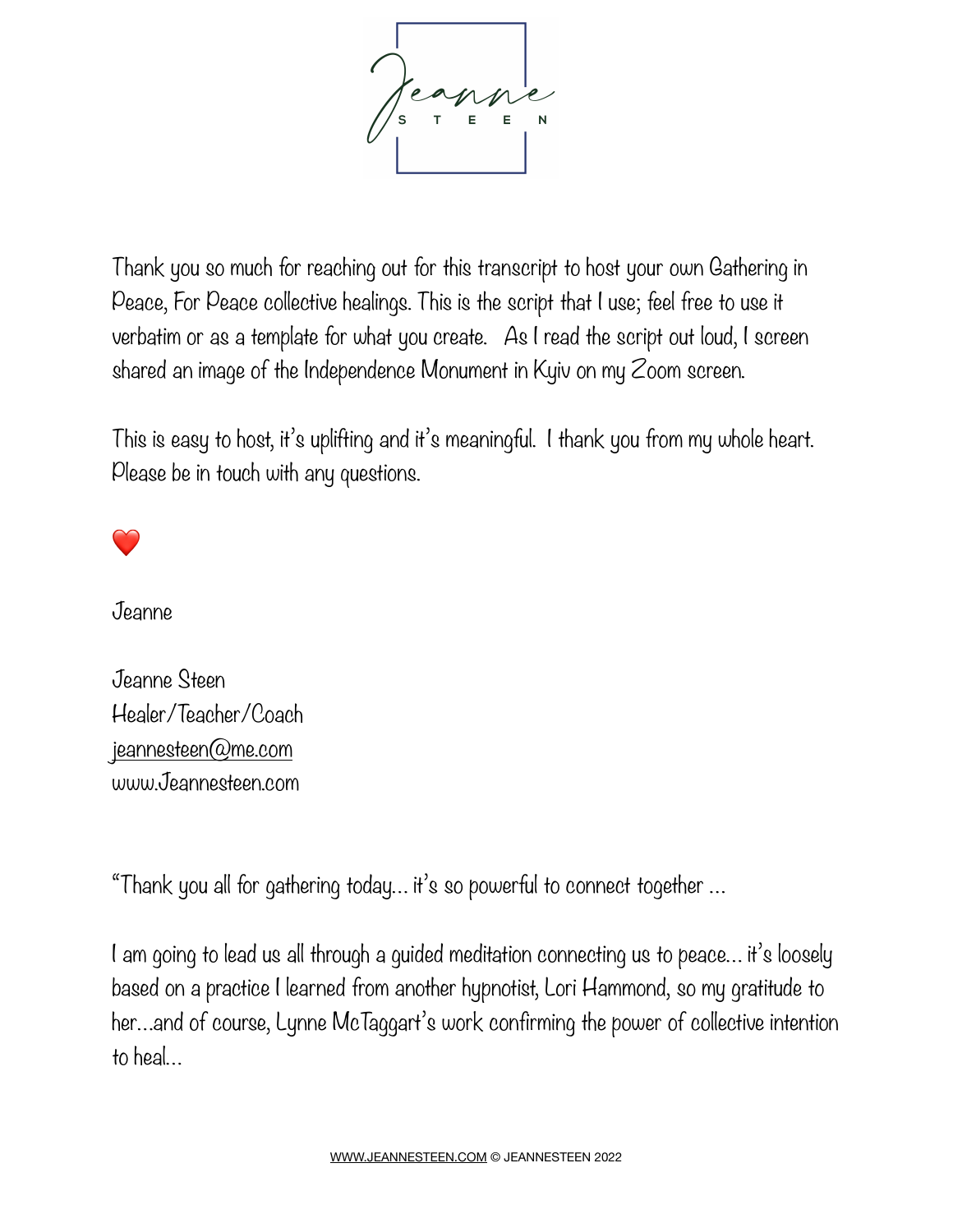Jeanne STEEN

Thank you so much for reaching out for this transcript to host your own Gathering in Peace, For Peace collective healings. This is the script that I use; feel free to use it verbatim or as a template for what you create. As I read the script out loud, I screen shared an image of the Independence Monument in Kyiv on my Zoom screen.

This is easy to host, it's uplifting and it's meaningful. I thank you from my whole heart. Please be in touch with any questions.

❤️

Jeanne

Jeanne Steen
Healer/Teacher/Coach
jeannesteen@me.com
www.Jeannesteen.com

"Thank you all for gathering today... it's so powerful to connect together ...

I am going to lead us all through a guided meditation connecting us to peace... it's loosely based on a practice I learned from another hypnotist, Lori Hammond, so my gratitude to her...and of course, Lynne McTaggart's work confirming the power of collective intention to heal...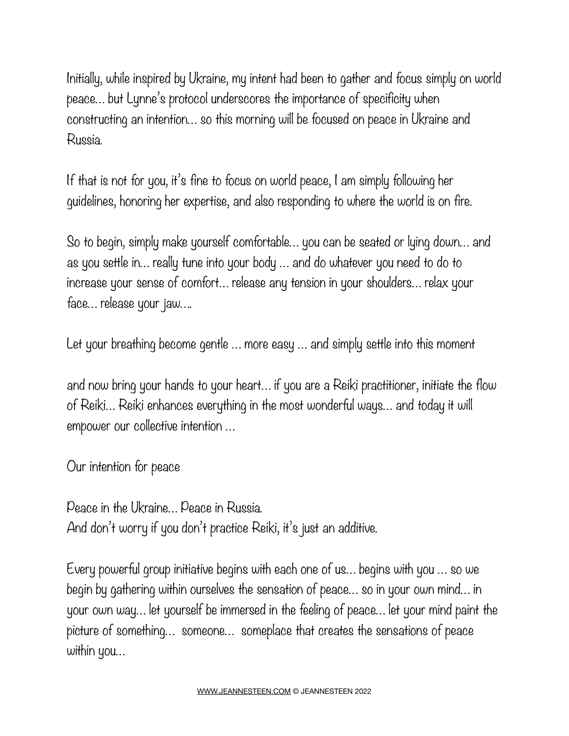Initially, while inspired by Ukraine, my intent had been to gather and focus simply on world peace... but Lynne's protocol underscores the importance of specificity when constructing an intention... so this morning will be focused on peace in Ukraine and Russia.

If that is not for you, it's fine to focus on world peace, I am simply following her guidelines, honoring her expertise, and also responding to where the world is on fire.

So to begin, simply make yourself comfortable... you can be seated or lying down... and as you settle in... really tune into your body ... and do whatever you need to do to increase your sense of comfort... release any tension in your shoulders... relax your face... release your jaw....

Let your breathing become gentle ... more easy ... and simply settle into this moment

and now bring your hands to your heart... if you are a Reiki practitioner, initiate the flow of Reiki... Reiki enhances everything in the most wonderful ways... and today it will empower our collective intention ...

Our intention for peace

Peace in the Ukraine... Peace in Russia.
And don't worry if you don't practice Reiki, it's just an additive.

Every powerful group initiative begins with each one of us... begins with you ... so we begin by gathering within ourselves the sensation of peace... so in your own mind... in your own way... let yourself be immersed in the feeling of peace... let your mind paint the picture of something... someone... someplace that creates the sensations of peace within you...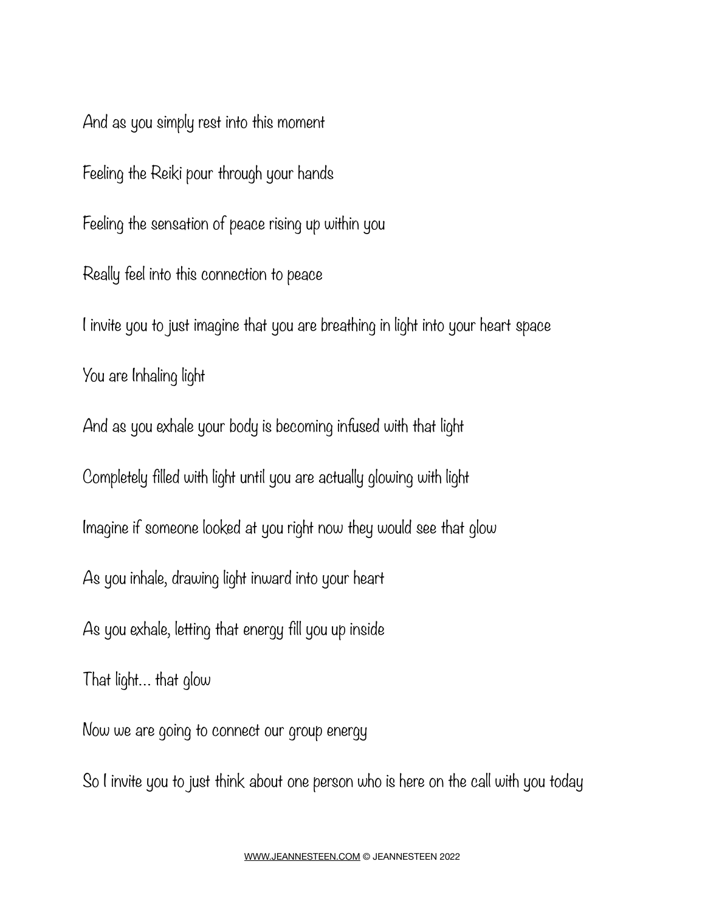And as you simply rest into this moment

Feeling the Reiki pour through your hands

Feeling the sensation of peace rising up within you

Really feel into this connection to peace

I invite you to just imagine that you are breathing in light into your heart space

You are Inhaling light

And as you exhale your body is becoming infused with that light

Completely filled with light until you are actually glowing with light

Imagine if someone looked at you right now they would see that glow

As you inhale, drawing light inward into your heart

As you exhale, letting that energy fill you up inside

That light… that glow

Now we are going to connect our group energy

So I invite you to just think about one person who is here on the call with you today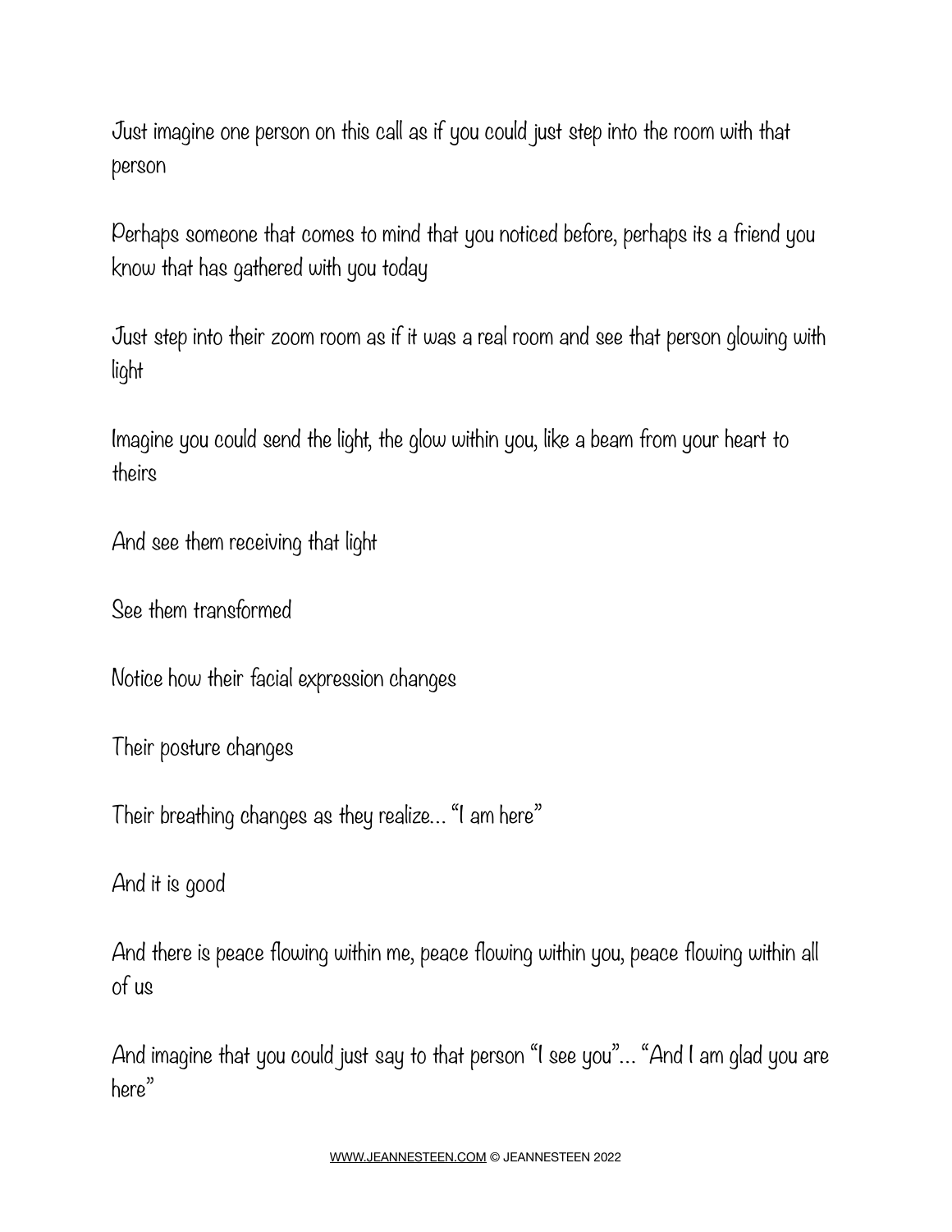Just imagine one person on this call as if you could just step into the room with that person

Perhaps someone that comes to mind that you noticed before, perhaps its a friend you know that has gathered with you today

Just step into their zoom room as if it was a real room and see that person glowing with light

Imagine you could send the light, the glow within you, like a beam from your heart to theirs

And see them receiving that light

See them transformed

Notice how their facial expression changes

Their posture changes

Their breathing changes as they realize… "I am here"

And it is good

And there is peace flowing within me, peace flowing within you, peace flowing within all of us

And imagine that you could just say to that person "I see you"… "And I am glad you are here"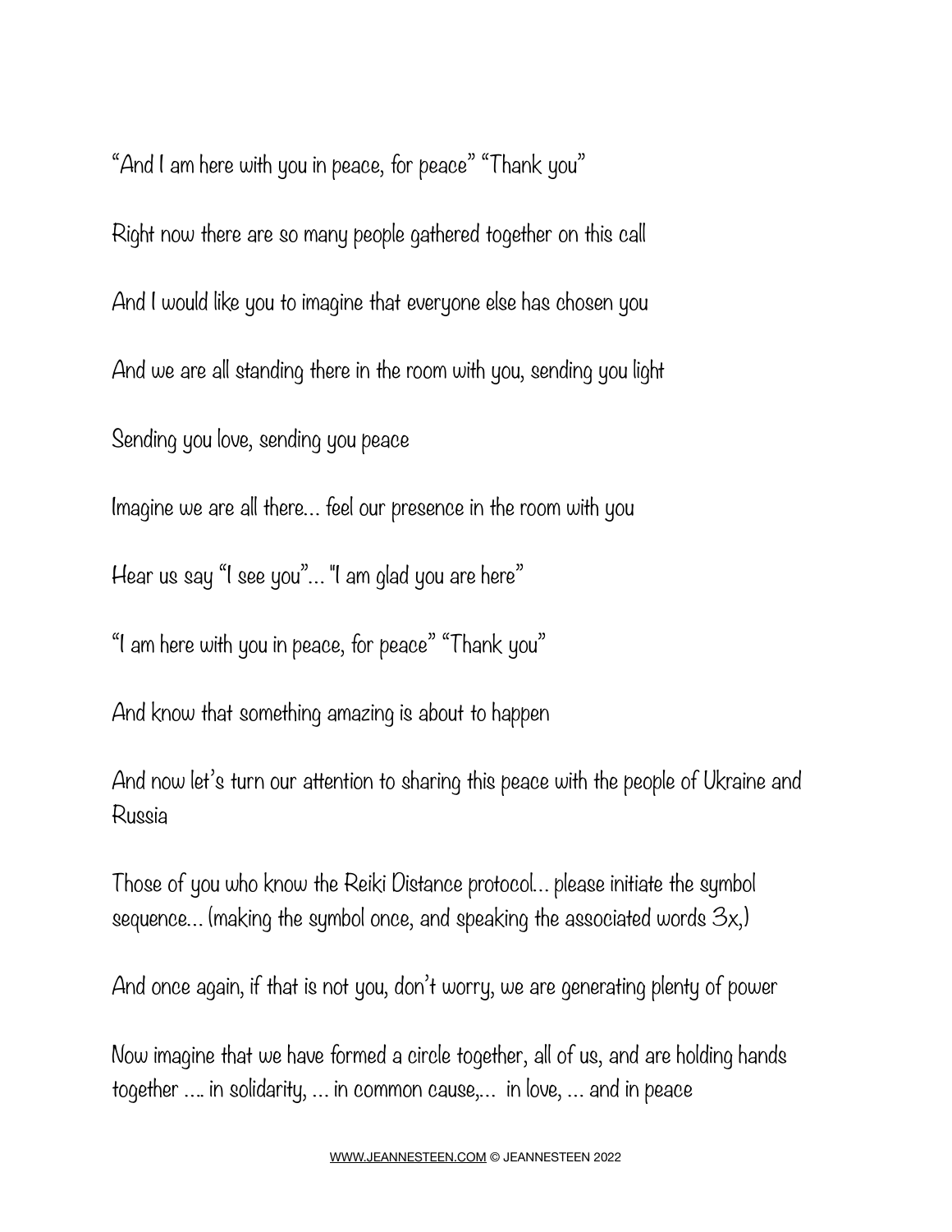"And I am here with you in peace, for peace" "Thank you"

Right now there are so many people gathered together on this call

And I would like you to imagine that everyone else has chosen you

And we are all standing there in the room with you, sending you light

Sending you love, sending you peace

Imagine we are all there... feel our presence in the room with you

Hear us say "I see you"... "I am glad you are here"

"I am here with you in peace, for peace" "Thank you"

And know that something amazing is about to happen

And now let's turn our attention to sharing this peace with the people of Ukraine and Russia

Those of you who know the Reiki Distance protocol... please initiate the symbol sequence... (making the symbol once, and speaking the associated words 3x,)

And once again, if that is not you, don't worry, we are generating plenty of power

Now imagine that we have formed a circle together, all of us, and are holding hands together .... in solidarity, ... in common cause,... in love, ... and in peace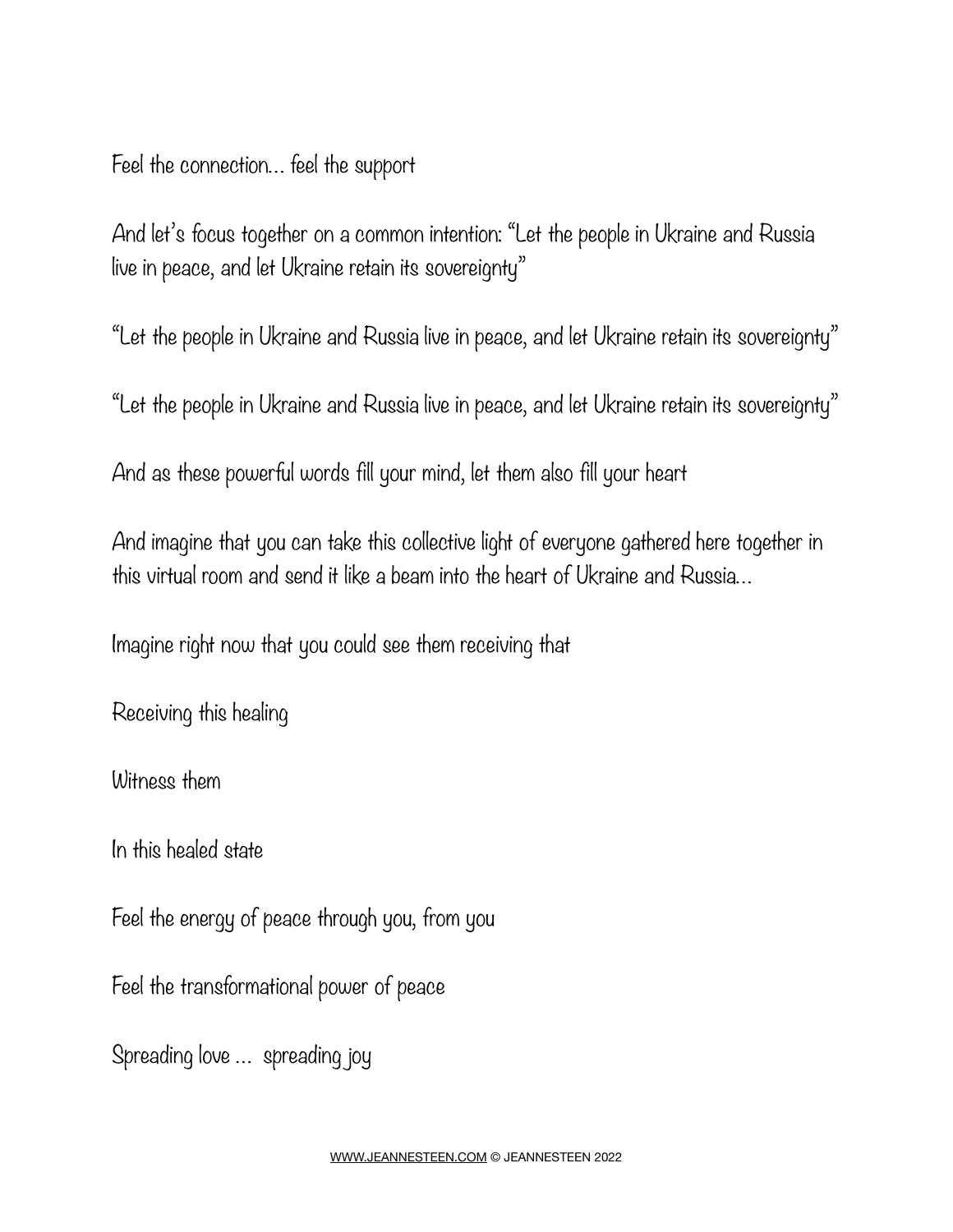Feel the connection... feel the support

And let's focus together on a common intention: "Let the people in Ukraine and Russia live in peace, and let Ukraine retain its sovereignty"

"Let the people in Ukraine and Russia live in peace, and let Ukraine retain its sovereignty"

"Let the people in Ukraine and Russia live in peace, and let Ukraine retain its sovereignty"

And as these powerful words fill your mind, let them also fill your heart

And imagine that you can take this collective light of everyone gathered here together in this virtual room and send it like a beam into the heart of Ukraine and Russia...

Imagine right now that you could see them receiving that

Receiving this healing

Witness them

In this healed state

Feel the energy of peace through you, from you

Feel the transformational power of peace

Spreading love ... spreading joy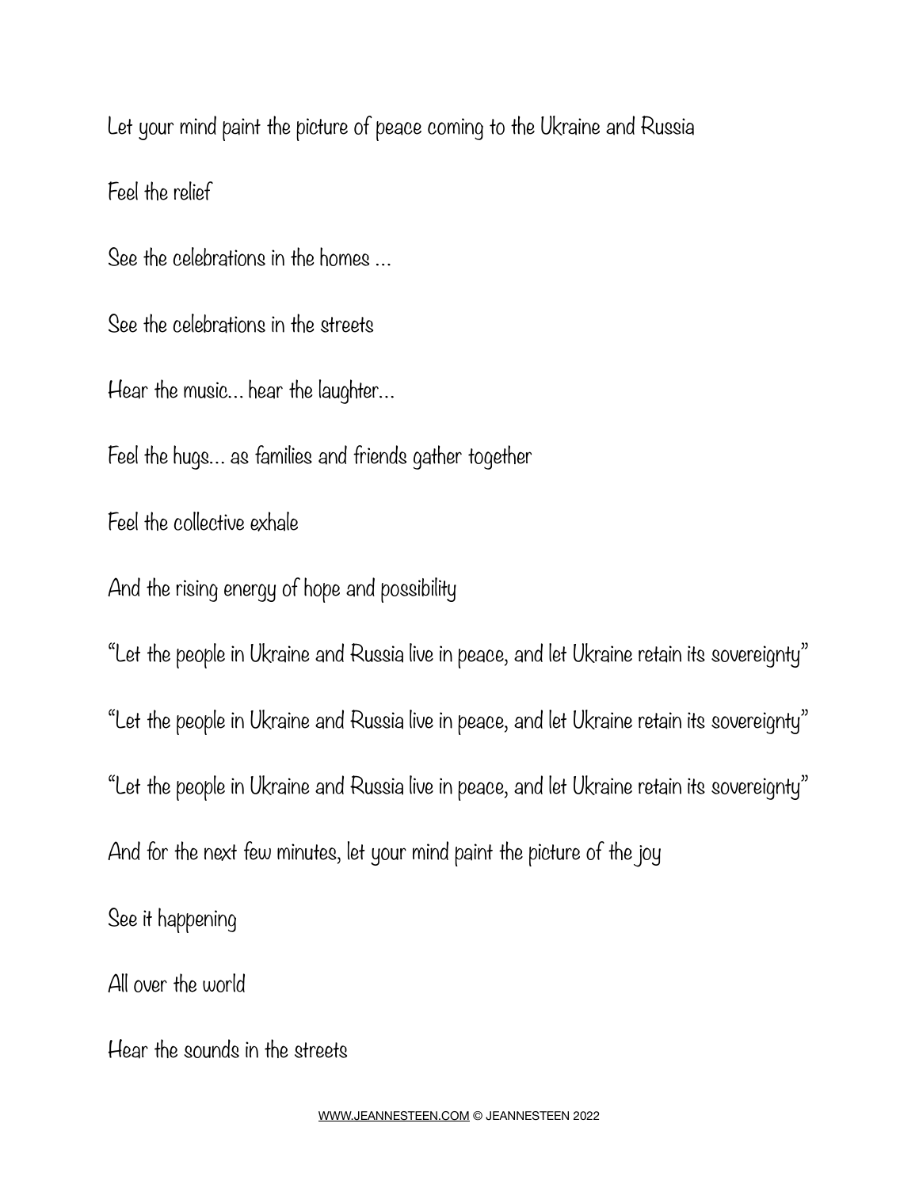Let your mind paint the picture of peace coming to the Ukraine and Russia

Feel the relief

See the celebrations in the homes ...

See the celebrations in the streets

Hear the music... hear the laughter...

Feel the hugs... as families and friends gather together

Feel the collective exhale

And the rising energy of hope and possibility

"Let the people in Ukraine and Russia live in peace, and let Ukraine retain its sovereignty"

"Let the people in Ukraine and Russia live in peace, and let Ukraine retain its sovereignty"

"Let the people in Ukraine and Russia live in peace, and let Ukraine retain its sovereignty"

And for the next few minutes, let your mind paint the picture of the joy

See it happening

All over the world

Hear the sounds in the streets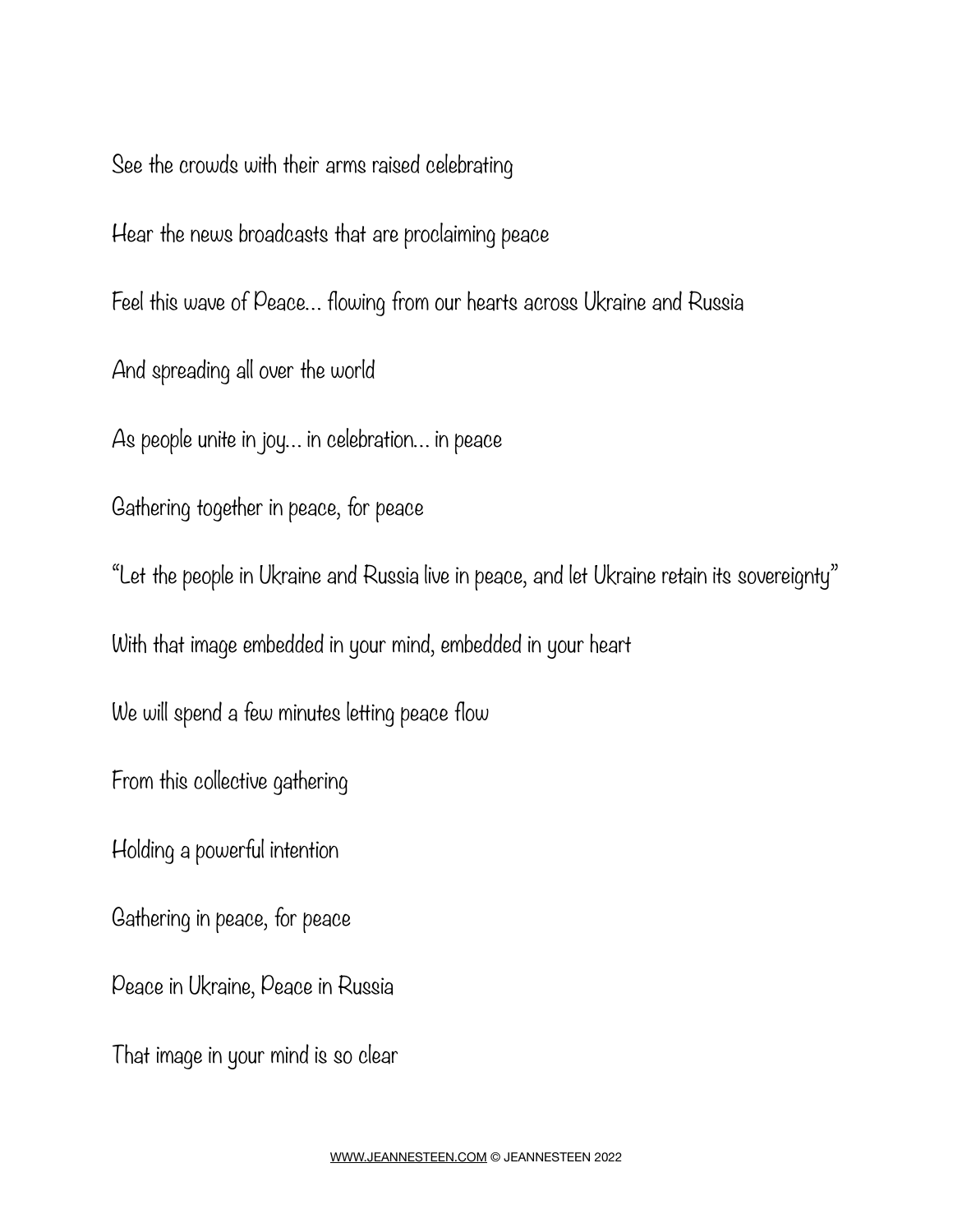See the crowds with their arms raised celebrating

Hear the news broadcasts that are proclaiming peace

Feel this wave of Peace… flowing from our hearts across Ukraine and Russia

And spreading all over the world

As people unite in joy… in celebration… in peace

Gathering together in peace, for peace

"Let the people in Ukraine and Russia live in peace, and let Ukraine retain its sovereignty"

With that image embedded in your mind, embedded in your heart

We will spend a few minutes letting peace flow

From this collective gathering

Holding a powerful intention

Gathering in peace, for peace

Peace in Ukraine, Peace in Russia

That image in your mind is so clear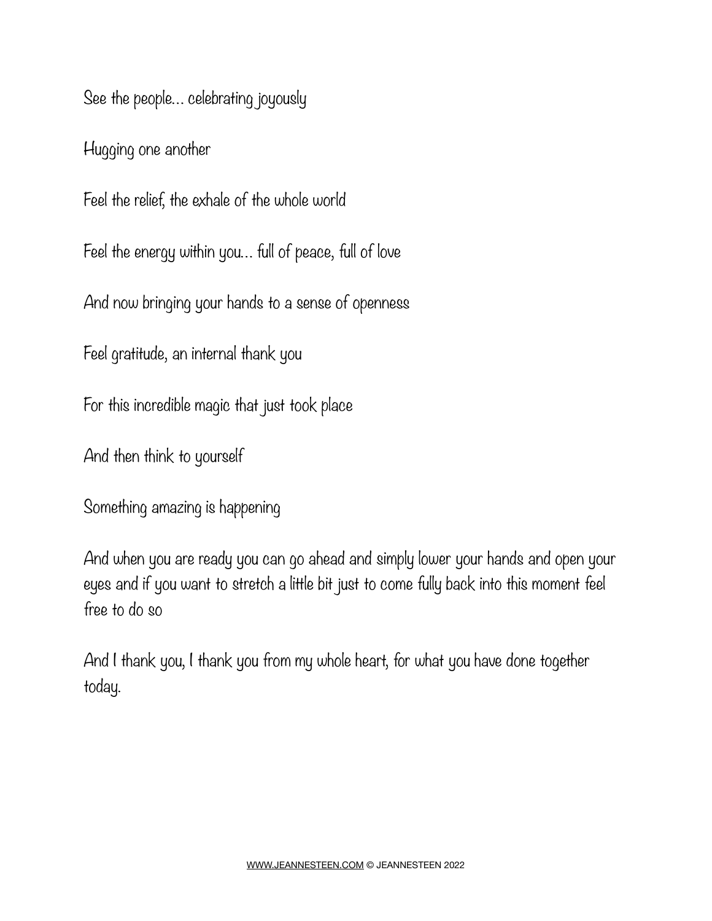See the people… celebrating joyously

Hugging one another

Feel the relief, the exhale of the whole world

Feel the energy within you… full of peace, full of love

And now bringing your hands to a sense of openness

Feel gratitude, an internal thank you

For this incredible magic that just took place

And then think to yourself

Something amazing is happening

And when you are ready you can go ahead and simply lower your hands and open your eyes and if you want to stretch a little bit just to come fully back into this moment feel free to do so

And I thank you, I thank you from my whole heart, for what you have done together today.